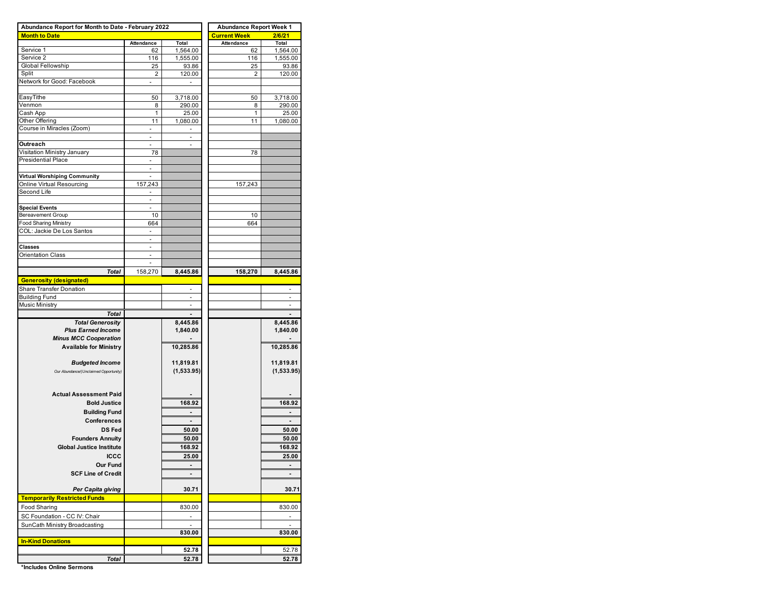| Abundance Report for Month to Date - February 2022 | | | Abundance Report Week 1 | |
|---|---|---|---|---|
| **Month to Date** | | | **Current Week** | **2/6/21** |
| | Attendance | Total | Attendance | Total |
| Service 1 | 62 | 1,564.00 | 62 | 1,564.00 |
| Service 2 | 116 | 1,555.00 | 116 | 1,555.00 |
| Global Fellowship | 25 | 93.86 | 25 | 93.86 |
| Split | 2 | 120.00 | 2 | 120.00 |
| Network for Good: Facebook | - | - | | |
| | | | | |
| EasyTithe | 50 | 3,718.00 | 50 | 3,718.00 |
| Venmon | 8 | 290.00 | 8 | 290.00 |
| Cash App | 1 | 25.00 | 1 | 25.00 |
| Other Offering | 11 | 1,080.00 | 11 | 1,080.00 |
| Course in Miracles (Zoom) | - | - | | |
| | - | - | | |
| **Outreach** | - | - | | |
| Visitation Ministry January | 78 | | 78 | |
| Presidential Place | - | | | |
| | - | | | |
| **Virtual Worshiping Community** | - | | | |
| Online Virtual Resourcing | 157,243 | | 157,243 | |
| Second Life | - | | | |
| | - | | | |
| **Special Events** | - | | | |
| Bereavement Group | 10 | | 10 | |
| Food Sharing Ministry | 664 | | 664 | |
| COL: Jackie De Los Santos | - | | | |
| | - | | | |
| **Classes** | - | | | |
| Orientation Class | - | | | |
| | - | | | |
| ***Total*** | 158,270 | **8,445.86** | **158,270** | **8,445.86** |
| **Generosity (designated)** | | | | |
| Share Transfer Donation | | - | | - |
| Building Fund | | - | | - |
| Music Ministry | | - | | - |
| ***Total*** | | **-** | | **-** |
| ***Total Generosity*** | | **8,445.86** | | **8,445.86** |
| ***Plus Earned Income*** | | **1,840.00** | | **1,840.00** |
| ***Minus MCC Cooperation*** | | **-** | | **-** |
| **Available for Ministry** | | **10,285.86** | | **10,285.86** |
| | | | | |
| ***Budgeted Income*** | | **11,819.81** | | **11,819.81** |
| *Our Abundance/(Unclaimed Opportunity)* | | **(1,533.95)** | | **(1,533.95)** |
| | | | | |
| **Actual Assessment Paid** | | **-** | | **-** |
| **Bold Justice** | | **168.92** | | **168.92** |
| **Building Fund** | | **-** | | **-** |
| **Conferences** | | **-** | | **-** |
| **DS Fed** | | **50.00** | | **50.00** |
| **Founders Annuity** | | **50.00** | | **50.00** |
| **Global Justice Institute** | | **168.92** | | **168.92** |
| **ICCC** | | **25.00** | | **25.00** |
| **Our Fund** | | **-** | | **-** |
| **SCF Line of Credit** | | **-** | | **-** |
| | | | | |
| ***Per Capita giving*** | | **30.71** | | **30.71** |
| **Temporarily Restricted Funds** | | | | |
| Food Sharing | | 830.00 | | 830.00 |
| SC Foundation - CC IV: Chair | | - | | - |
| SunCath Ministry Broadcasting | | - | | - |
| | | **830.00** | | **830.00** |
| **In-Kind Donations** | | | | |
| | | **52.78** | | 52.78 |
| ***Total*** | | **52.78** | | **52.78** |

**\*Includes Online Sermons**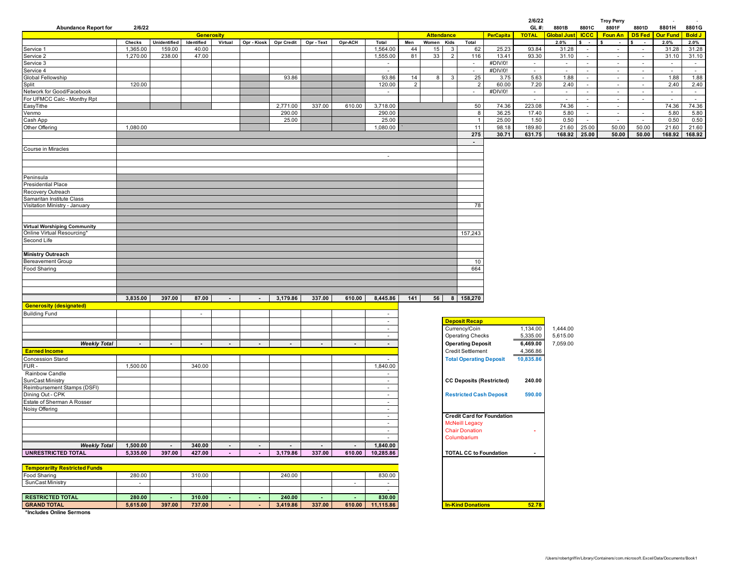**Abundance Report for** 2/6/22

| | Generosity | | | | | | | | | Attendance | | | | PerCapita | 2/6/22 GL #: TOTAL | 8801B Global Just 2.0% | 8801C ICCC | Troy Perry 8801F Foun An | 8801D DS Fed | 8801H Our Fund 2.0% | 8801G Bold J 2.0% |
|---|---|---|---|---|---|---|---|---|---|---|---|---|---|---|---|---|---|---|---|---|---|
| | Checks | Unidentified | Identified | Virtual | Opr - Kiosk | Opr Credit | Opr - Text | Opr-ACH | Total | Men | Women | Kids | Total | | | | $ - | $ - | $ - | | |
| Service 1 | 1,365.00 | 159.00 | 40.00 | | | | | | 1,564.00 | 44 | 15 | 3 | 62 | 25.23 | 93.84 | 31.28 | - | - | - | 31.28 | 31.28 |
| Service 2 | 1,270.00 | 238.00 | 47.00 | | | | | | 1,555.00 | 81 | 33 | 2 | 116 | 13.41 | 93.30 | 31.10 | - | - | - | 31.10 | 31.10 |
| Service 3 | | | | | | | | | - | | | | - | #DIV/0! | - | - | - | - | - | - | - |
| Service 4 | | | | | | | | | - | | | | - | #DIV/0! | - | - | - | - | - | - | - |
| Global Fellowship | | | | | | 93.86 | | | 93.86 | 14 | 8 | 3 | 25 | 3.75 | 5.63 | 1.88 | - | - | - | 1.88 | 1.88 |
| Split | 120.00 | | | | | | | | 120.00 | 2 | | | 2 | 60.00 | 7.20 | 2.40 | - | - | - | 2.40 | 2.40 |
| Network for Good/Facebook | | | | | | | | | - | | | | - | #DIV/0! | - | - | - | - | - | - | - |
| For UFMCC Calc - Monthy Rpt | | | | | | | | | | | | | | | - | - | - | - | - | - | - |
| EasyTithe | | | | | | 2,771.00 | 337.00 | 610.00 | 3,718.00 | | | | 50 | 74.36 | 223.08 | 74.36 | - | - | | 74.36 | 74.36 |
| Venmo | | | | | | 290.00 | | | 290.00 | | | | 8 | 36.25 | 17.40 | 5.80 | - | - | - | 5.80 | 5.80 |
| Cash App | | | | | | 25.00 | | | 25.00 | | | | 1 | 25.00 | 1.50 | 0.50 | - | - | - | 0.50 | 0.50 |
| Other Offering | 1,080.00 | | | | | | | | 1,080.00 | | | | 11 | 98.18 | 189.80 | 21.60 | 25.00 | 50.00 | 50.00 | 21.60 | 21.60 |
| | | | | | | | | | | | | | 275 | 30.71 | 631.75 | 168.92 | 25.00 | 50.00 | 50.00 | 168.92 | 168.92 |
| | | | | | | | | | | | | | - | | | | | | | | |
| Course in Miracles | | | | | | | | | | | | | | | | | | | | | |
| | | | | | | | | | - | | | | | | | | | | | | |
| Peninsula | | | | | | | | | | | | | | | | | | | | | |
| Presidential Place | | | | | | | | | | | | | | | | | | | | | |
| Recovery Outreach | | | | | | | | | | | | | | | | | | | | | |
| Samaritan Institute Class | | | | | | | | | | | | | | | | | | | | | |
| Visitation Ministry - January | | | | | | | | | | | | | 78 | | | | | | | | |
| **Virtual Worshiping Community** | | | | | | | | | | | | | | | | | | | | | |
| Online Virtual Resourcing* | | | | | | | | | | | | | 157,243 | | | | | | | | |
| Second Life | | | | | | | | | | | | | | | | | | | | | |
| **Ministry Outreach** | | | | | | | | | | | | | | | | | | | | | |
| Bereavement Group | | | | | | | | | | | | | 10 | | | | | | | | |
| Food Sharing | | | | | | | | | | | | | 664 | | | | | | | | |
| | **3,835.00** | **397.00** | **87.00** | **-** | **-** | **3,179.86** | **337.00** | **610.00** | **8,445.86** | **141** | **56** | **8** | **158,270** | | | | | | | | |

| **Generosity (designated)** | Checks | Unidentified | Identified | Virtual | Opr - Kiosk | Opr Credit | Opr - Text | Opr-ACH | Total |
|---|---|---|---|---|---|---|---|---|---|
| Building Fund | | | - | | | | | | - |
| | | | | | | | | | - |
| | | | | | | | | | - |
| ***Weekly Total*** | **-** | **-** | **-** | **-** | **-** | **-** | **-** | **-** | **-** |
| **Earned Income** | | | | | | | | | |
| Concession Stand | | | | | | | | | - |
| FUR - | 1,500.00 | | 340.00 | | | | | | 1,840.00 |
| Rainbow Candle | | | | | | | | | - |
| SunCast Ministry | | | | | | | | | - |
| Reimbursement Stamps (DSFI) | | | | | | | | | - |
| Dining Out - CPK | | | | | | | | | - |
| Estate of Sherman A Rosser | | | | | | | | | - |
| Noisy Offering | | | | | | | | | - |
| | | | | | | | | | - |
| | | | | | | | | | - |
| | | | | | | | | | - |
| | | | | | | | | | - |
| ***Weekly Total*** | **1,500.00** | **-** | **340.00** | **-** | **-** | **-** | **-** | **-** | **1,840.00** |
| **UNRESTRICTED TOTAL** | **5,335.00** | **397.00** | **427.00** | **-** | **-** | **3,179.86** | **337.00** | **610.00** | **10,285.86** |
| **Temporarilty Restricted Funds** | | | | | | | | | |
| Food Sharing | 280.00 | | 310.00 | | | 240.00 | | | 830.00 |
| SunCast Ministry | - | | | | | | | - | - |
| | | | | | | | | | - |
| **RESTRICTED TOTAL** | **280.00** | **-** | **310.00** | **-** | **-** | **240.00** | **-** | **-** | **830.00** |
| **GRAND TOTAL** | **5,615.00** | **397.00** | **737.00** | **-** | **-** | **3,419.86** | **337.00** | **610.00** | **11,115.86** |

**\*Includes Online Sermons**

| **Deposit Recap** | | |
|---|---|---|
| Currency/Coin | 1,134.00 | 1,444.00 |
| Operating Checks | 5,335.00 | 5,615.00 |
| **Operating Deposit** | **6,469.00** | 7,059.00 |
| Credit Settlement | 4,366.86 | |
| **Total Operating Deposit** | **10,835.86** | |
| **CC Deposits (Restricted)** | **240.00** | |
| **Restricted Cash Deposit** | **590.00** | |
| **Credit Card for Foundation** | | |
| McNeill Legacy | | |
| Chair Donation | - | |
| Columbarium | | |
| **TOTAL CC to Foundation** | **-** | |
| **In-Kind Donations** | **52.78** | |

/Users/robertgriffin/Library/Containers/com.microsoft.Excel/Data/Documents/Book1